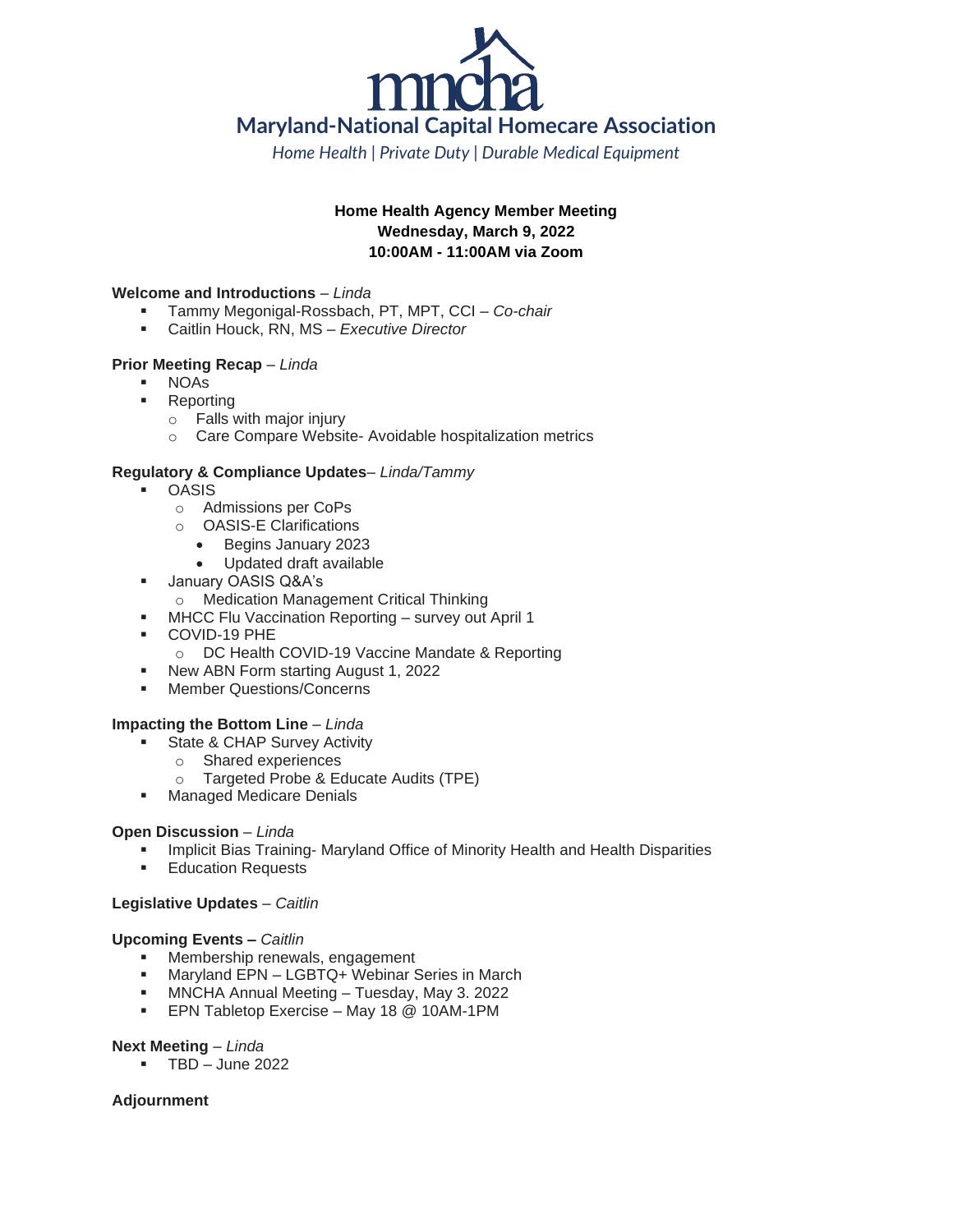# mncha

## Maryland-National Capital Homecare Association

*Home Health | Private Duty | Durable Medical Equipment*

**Home Health Agency Member Meeting**
**Wednesday, March 9, 2022**
**10:00AM - 11:00AM via Zoom**

**Welcome and Introductions** – *Linda*

- Tammy Megonigal-Rossbach, PT, MPT, CCI – *Co-chair*
- Caitlin Houck, RN, MS – *Executive Director*

**Prior Meeting Recap** – *Linda*

- NOAs
- Reporting
  - Falls with major injury
  - Care Compare Website- Avoidable hospitalization metrics

**Regulatory & Compliance Updates**– *Linda/Tammy*

- OASIS
  - Admissions per CoPs
  - OASIS-E Clarifications
    - Begins January 2023
    - Updated draft available
- January OASIS Q&A's
  - Medication Management Critical Thinking
- MHCC Flu Vaccination Reporting – survey out April 1
- COVID-19 PHE
  - DC Health COVID-19 Vaccine Mandate & Reporting
- New ABN Form starting August 1, 2022
- Member Questions/Concerns

**Impacting the Bottom Line** – *Linda*

- State & CHAP Survey Activity
  - Shared experiences
  - Targeted Probe & Educate Audits (TPE)
- Managed Medicare Denials

**Open Discussion** – *Linda*

- Implicit Bias Training- Maryland Office of Minority Health and Health Disparities
- Education Requests

**Legislative Updates** – *Caitlin*

**Upcoming Events –** *Caitlin*

- Membership renewals, engagement
- Maryland EPN – LGBTQ+ Webinar Series in March
- MNCHA Annual Meeting – Tuesday, May 3. 2022
- EPN Tabletop Exercise – May 18 @ 10AM-1PM

**Next Meeting** – *Linda*

- TBD – June 2022

**Adjournment**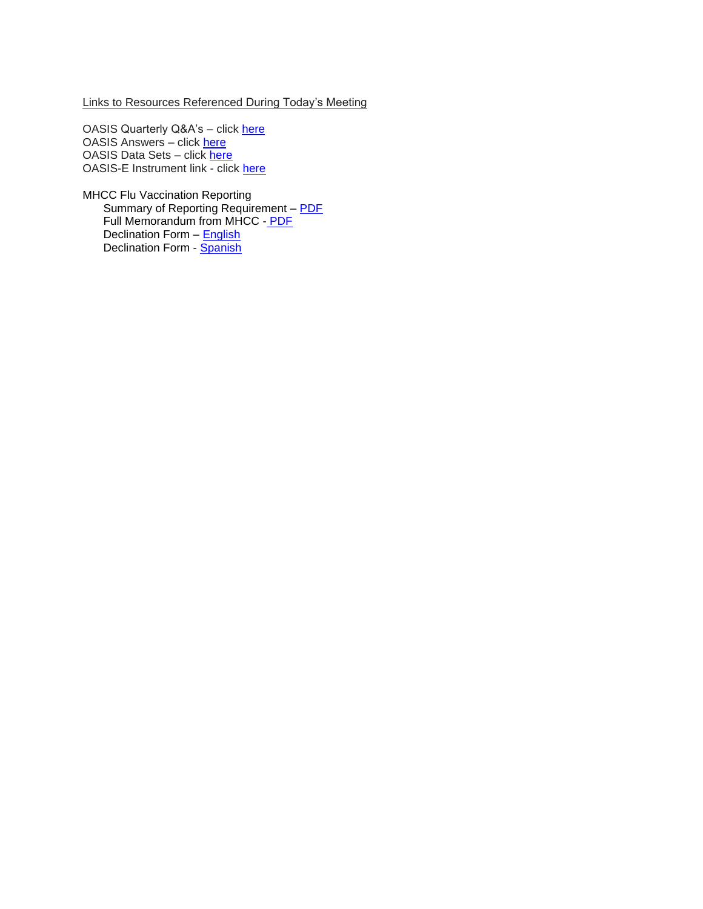Links to Resources Referenced During Today's Meeting

OASIS Quarterly Q&A's – click here
OASIS Answers – click here
OASIS Data Sets – click here
OASIS-E Instrument link - click here

MHCC Flu Vaccination Reporting

- Summary of Reporting Requirement – PDF
- Full Memorandum from MHCC - PDF
- Declination Form – English
- Declination Form - Spanish